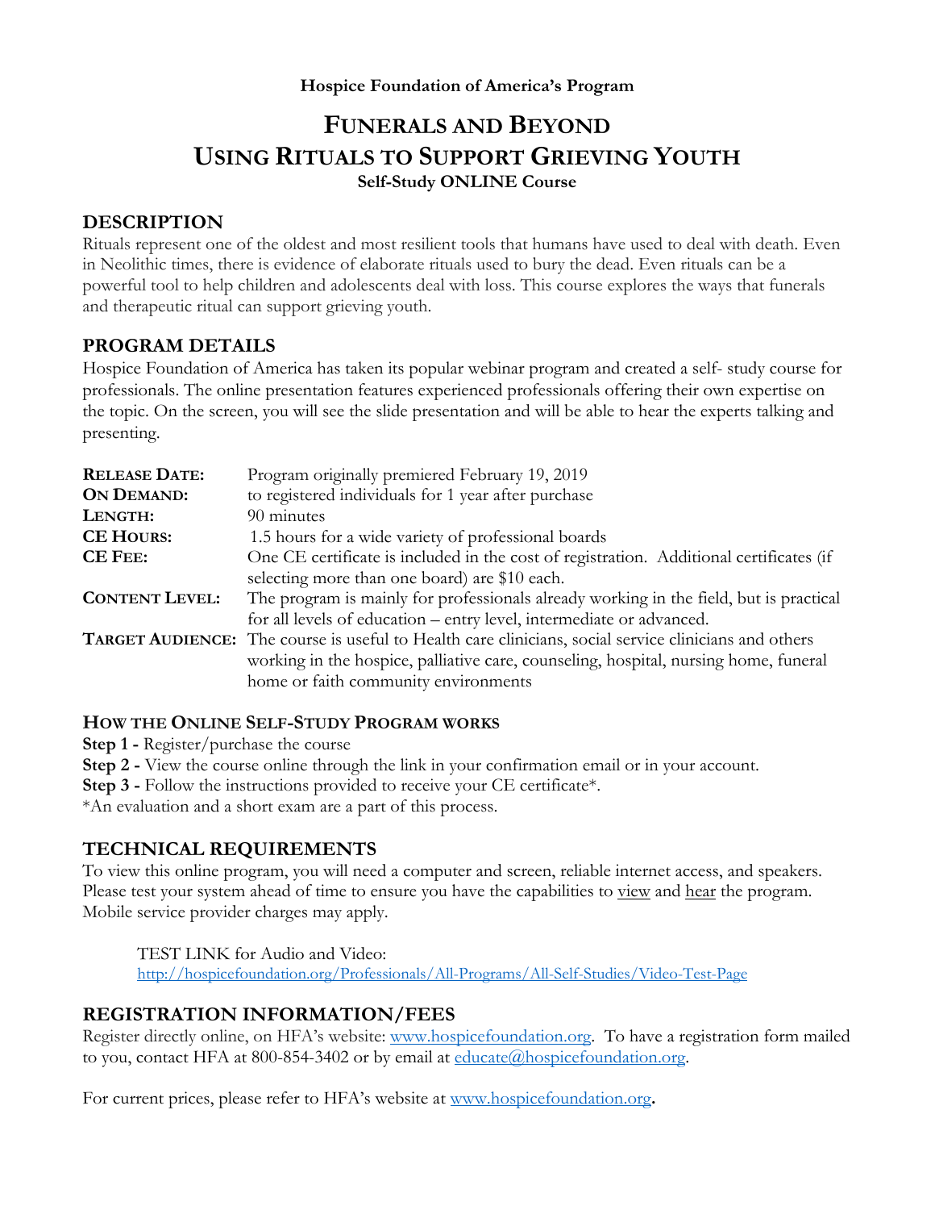**Hospice Foundation of America's Program**

# FUNERALS AND BEYOND
# USING RITUALS TO SUPPORT GRIEVING YOUTH

**Self-Study ONLINE Course**

## DESCRIPTION

Rituals represent one of the oldest and most resilient tools that humans have used to deal with death. Even in Neolithic times, there is evidence of elaborate rituals used to bury the dead. Even rituals can be a powerful tool to help children and adolescents deal with loss. This course explores the ways that funerals and therapeutic ritual can support grieving youth.

## PROGRAM DETAILS

Hospice Foundation of America has taken its popular webinar program and created a self- study course for professionals. The online presentation features experienced professionals offering their own expertise on the topic. On the screen, you will see the slide presentation and will be able to hear the experts talking and presenting.

| | |
|---|---|
| **RELEASE DATE:** | Program originally premiered February 19, 2019 |
| **ON DEMAND:** | to registered individuals for 1 year after purchase |
| **LENGTH:** | 90 minutes |
| **CE HOURS:** | 1.5 hours for a wide variety of professional boards |
| **CE FEE:** | One CE certificate is included in the cost of registration. Additional certificates (if selecting more than one board) are $10 each. |
| **CONTENT LEVEL:** | The program is mainly for professionals already working in the field, but is practical for all levels of education – entry level, intermediate or advanced. |
| **TARGET AUDIENCE:** | The course is useful to Health care clinicians, social service clinicians and others working in the hospice, palliative care, counseling, hospital, nursing home, funeral home or faith community environments |

### HOW THE ONLINE SELF-STUDY PROGRAM WORKS

**Step 1 -** Register/purchase the course
**Step 2 -** View the course online through the link in your confirmation email or in your account.
**Step 3 -** Follow the instructions provided to receive your CE certificate*.
*An evaluation and a short exam are a part of this process.

## TECHNICAL REQUIREMENTS

To view this online program, you will need a computer and screen, reliable internet access, and speakers. Please test your system ahead of time to ensure you have the capabilities to view and hear the program. Mobile service provider charges may apply.

TEST LINK for Audio and Video:
http://hospicefoundation.org/Professionals/All-Programs/All-Self-Studies/Video-Test-Page

## REGISTRATION INFORMATION/FEES

Register directly online, on HFA's website: www.hospicefoundation.org. To have a registration form mailed to you, contact HFA at 800-854-3402 or by email at educate@hospicefoundation.org.

For current prices, please refer to HFA's website at www.hospicefoundation.org.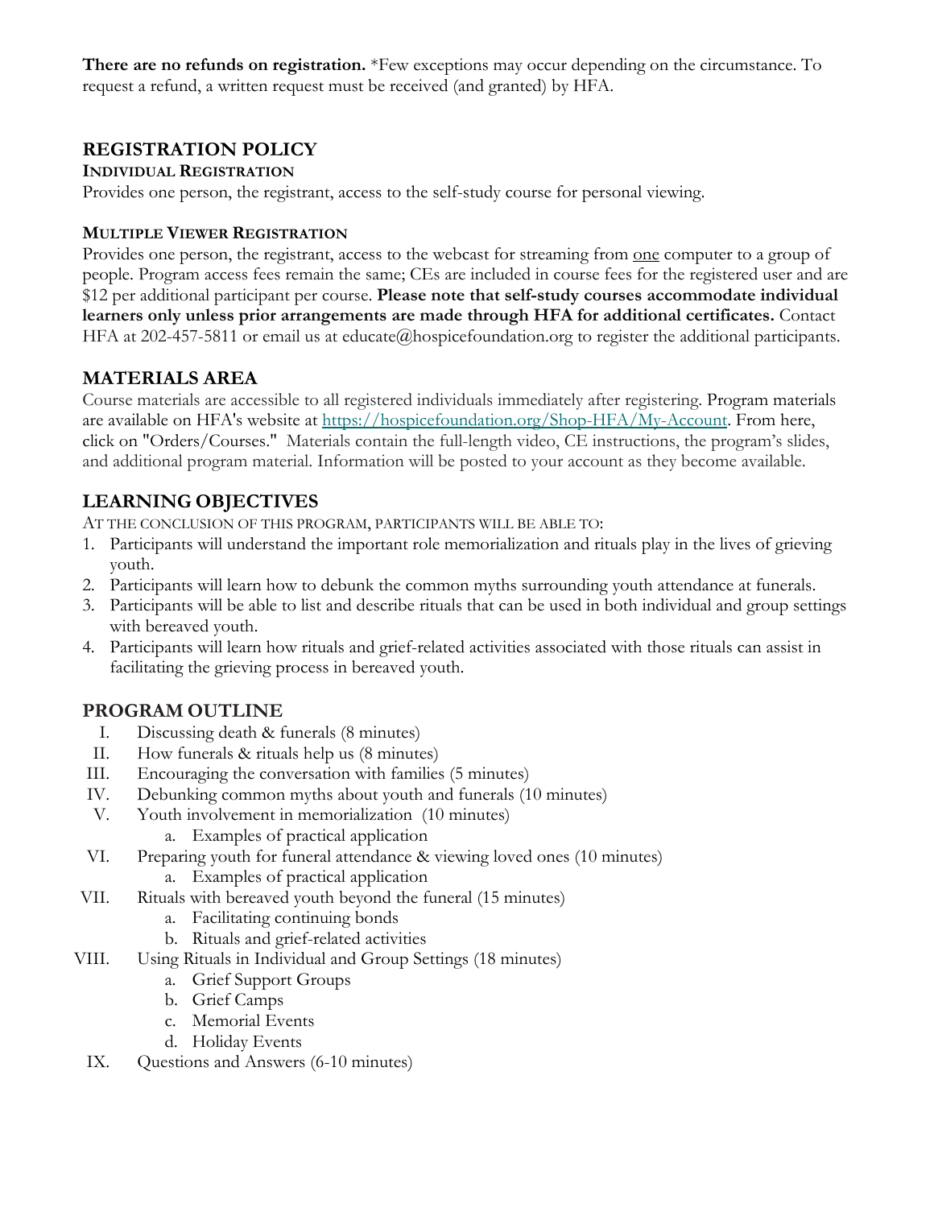**There are no refunds on registration.** *Few exceptions may occur depending on the circumstance. To request a refund, a written request must be received (and granted) by HFA.

## REGISTRATION POLICY

### INDIVIDUAL REGISTRATION

Provides one person, the registrant, access to the self-study course for personal viewing.

### MULTIPLE VIEWER REGISTRATION

Provides one person, the registrant, access to the webcast for streaming from one computer to a group of people. Program access fees remain the same; CEs are included in course fees for the registered user and are $12 per additional participant per course. **Please note that self-study courses accommodate individual learners only unless prior arrangements are made through HFA for additional certificates.** Contact HFA at 202-457-5811 or email us at educate@hospicefoundation.org to register the additional participants.

## MATERIALS AREA

Course materials are accessible to all registered individuals immediately after registering. Program materials are available on HFA's website at [https://hospicefoundation.org/Shop-HFA/My-Account](https://hospicefoundation.org/Shop-HFA/My-Account). From here, click on "Orders/Courses." Materials contain the full-length video, CE instructions, the program's slides, and additional program material. Information will be posted to your account as they become available.

## LEARNING OBJECTIVES

AT THE CONCLUSION OF THIS PROGRAM, PARTICIPANTS WILL BE ABLE TO:

1. Participants will understand the important role memorialization and rituals play in the lives of grieving youth.
2. Participants will learn how to debunk the common myths surrounding youth attendance at funerals.
3. Participants will be able to list and describe rituals that can be used in both individual and group settings with bereaved youth.
4. Participants will learn how rituals and grief-related activities associated with those rituals can assist in facilitating the grieving process in bereaved youth.

## PROGRAM OUTLINE

I. Discussing death & funerals (8 minutes)

II. How funerals & rituals help us (8 minutes)

III. Encouraging the conversation with families (5 minutes)

IV. Debunking common myths about youth and funerals (10 minutes)

V. Youth involvement in memorialization (10 minutes)
   a. Examples of practical application

VI. Preparing youth for funeral attendance & viewing loved ones (10 minutes)
   a. Examples of practical application

VII. Rituals with bereaved youth beyond the funeral (15 minutes)
   a. Facilitating continuing bonds
   b. Rituals and grief-related activities

VIII. Using Rituals in Individual and Group Settings (18 minutes)
   a. Grief Support Groups
   b. Grief Camps
   c. Memorial Events
   d. Holiday Events

IX. Questions and Answers (6-10 minutes)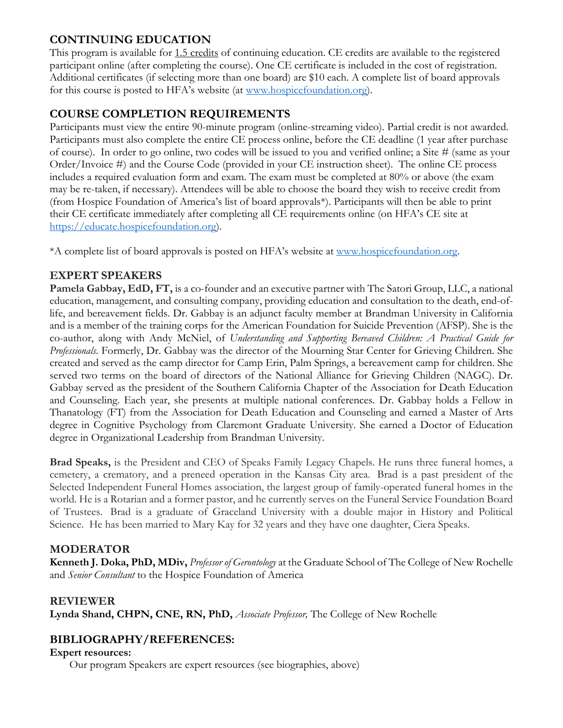## CONTINUING EDUCATION

This program is available for 1.5 credits of continuing education. CE credits are available to the registered participant online (after completing the course). One CE certificate is included in the cost of registration. Additional certificates (if selecting more than one board) are $10 each. A complete list of board approvals for this course is posted to HFA's website (at www.hospicefoundation.org).

## COURSE COMPLETION REQUIREMENTS

Participants must view the entire 90-minute program (online-streaming video). Partial credit is not awarded. Participants must also complete the entire CE process online, before the CE deadline (1 year after purchase of course). In order to go online, two codes will be issued to you and verified online; a Site # (same as your Order/Invoice #) and the Course Code (provided in your CE instruction sheet). The online CE process includes a required evaluation form and exam. The exam must be completed at 80% or above (the exam may be re-taken, if necessary). Attendees will be able to choose the board they wish to receive credit from (from Hospice Foundation of America's list of board approvals*). Participants will then be able to print their CE certificate immediately after completing all CE requirements online (on HFA's CE site at https://educate.hospicefoundation.org).

*A complete list of board approvals is posted on HFA's website at www.hospicefoundation.org.

## EXPERT SPEAKERS

**Pamela Gabbay, EdD, FT,** is a co-founder and an executive partner with The Satori Group, LLC, a national education, management, and consulting company, providing education and consultation to the death, end-of-life, and bereavement fields. Dr. Gabbay is an adjunct faculty member at Brandman University in California and is a member of the training corps for the American Foundation for Suicide Prevention (AFSP). She is the co-author, along with Andy McNiel, of *Understanding and Supporting Bereaved Children: A Practical Guide for Professionals*. Formerly, Dr. Gabbay was the director of the Mourning Star Center for Grieving Children. She created and served as the camp director for Camp Erin, Palm Springs, a bereavement camp for children. She served two terms on the board of directors of the National Alliance for Grieving Children (NAGC). Dr. Gabbay served as the president of the Southern California Chapter of the Association for Death Education and Counseling. Each year, she presents at multiple national conferences. Dr. Gabbay holds a Fellow in Thanatology (FT) from the Association for Death Education and Counseling and earned a Master of Arts degree in Cognitive Psychology from Claremont Graduate University. She earned a Doctor of Education degree in Organizational Leadership from Brandman University.

**Brad Speaks,** is the President and CEO of Speaks Family Legacy Chapels. He runs three funeral homes, a cemetery, a crematory, and a preneed operation in the Kansas City area. Brad is a past president of the Selected Independent Funeral Homes association, the largest group of family-operated funeral homes in the world. He is a Rotarian and a former pastor, and he currently serves on the Funeral Service Foundation Board of Trustees. Brad is a graduate of Graceland University with a double major in History and Political Science. He has been married to Mary Kay for 32 years and they have one daughter, Ciera Speaks.

## MODERATOR

**Kenneth J. Doka, PhD, MDiv,** *Professor of Gerontology* at the Graduate School of The College of New Rochelle and *Senior Consultant* to the Hospice Foundation of America

## REVIEWER

**Lynda Shand, CHPN, CNE, RN, PhD,** *Associate Professor,* The College of New Rochelle

## BIBLIOGRAPHY/REFERENCES:

**Expert resources:**

Our program Speakers are expert resources (see biographies, above)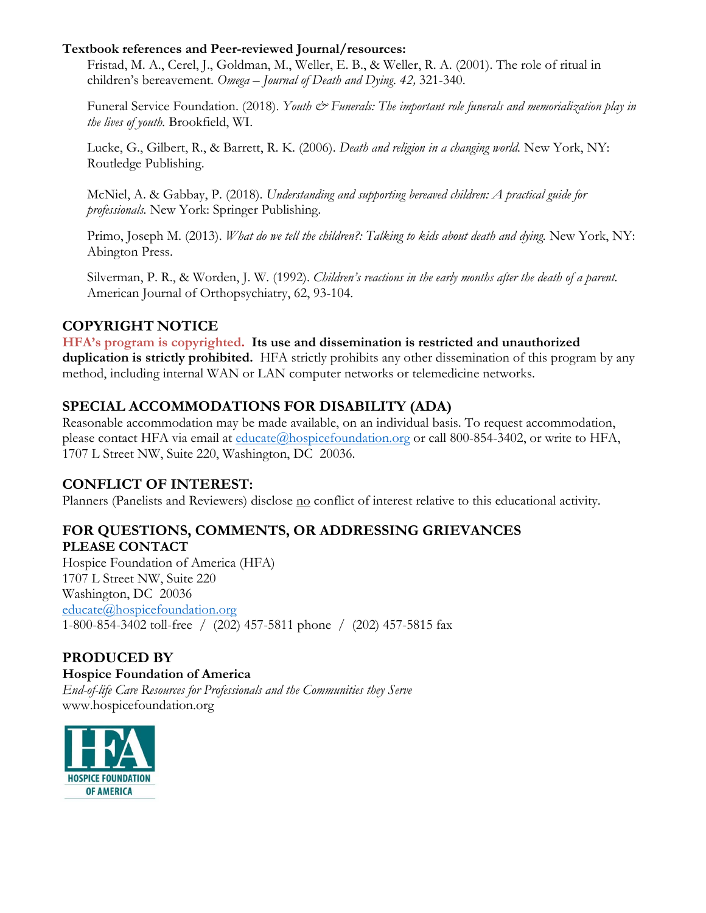**Textbook references and Peer-reviewed Journal/resources:**

Fristad, M. A., Cerel, J., Goldman, M., Weller, E. B., & Weller, R. A. (2001). The role of ritual in children's bereavement. *Omega – Journal of Death and Dying. 42,* 321-340.

Funeral Service Foundation. (2018). *Youth & Funerals: The important role funerals and memorialization play in the lives of youth.* Brookfield, WI.

Lucke, G., Gilbert, R., & Barrett, R. K. (2006). *Death and religion in a changing world.* New York, NY: Routledge Publishing.

McNiel, A. & Gabbay, P. (2018). *Understanding and supporting bereaved children: A practical guide for professionals.* New York: Springer Publishing.

Primo, Joseph M. (2013). *What do we tell the children?: Talking to kids about death and dying.* New York, NY: Abington Press.

Silverman, P. R., & Worden, J. W. (1992). *Children's reactions in the early months after the death of a parent.* American Journal of Orthopsychiatry, 62, 93-104.

## COPYRIGHT NOTICE

**HFA's program is copyrighted. Its use and dissemination is restricted and unauthorized duplication is strictly prohibited.** HFA strictly prohibits any other dissemination of this program by any method, including internal WAN or LAN computer networks or telemedicine networks.

## SPECIAL ACCOMMODATIONS FOR DISABILITY (ADA)

Reasonable accommodation may be made available, on an individual basis. To request accommodation, please contact HFA via email at educate@hospicefoundation.org or call 800-854-3402, or write to HFA, 1707 L Street NW, Suite 220, Washington, DC 20036.

## CONFLICT OF INTEREST:

Planners (Panelists and Reviewers) disclose no conflict of interest relative to this educational activity.

## FOR QUESTIONS, COMMENTS, OR ADDRESSING GRIEVANCES

**PLEASE CONTACT**

Hospice Foundation of America (HFA)
1707 L Street NW, Suite 220
Washington, DC 20036
educate@hospicefoundation.org
1-800-854-3402 toll-free / (202) 457-5811 phone / (202) 457-5815 fax

## PRODUCED BY

**Hospice Foundation of America**
*End-of-life Care Resources for Professionals and the Communities they Serve*
www.hospicefoundation.org

HFA
HOSPICE FOUNDATION OF AMERICA